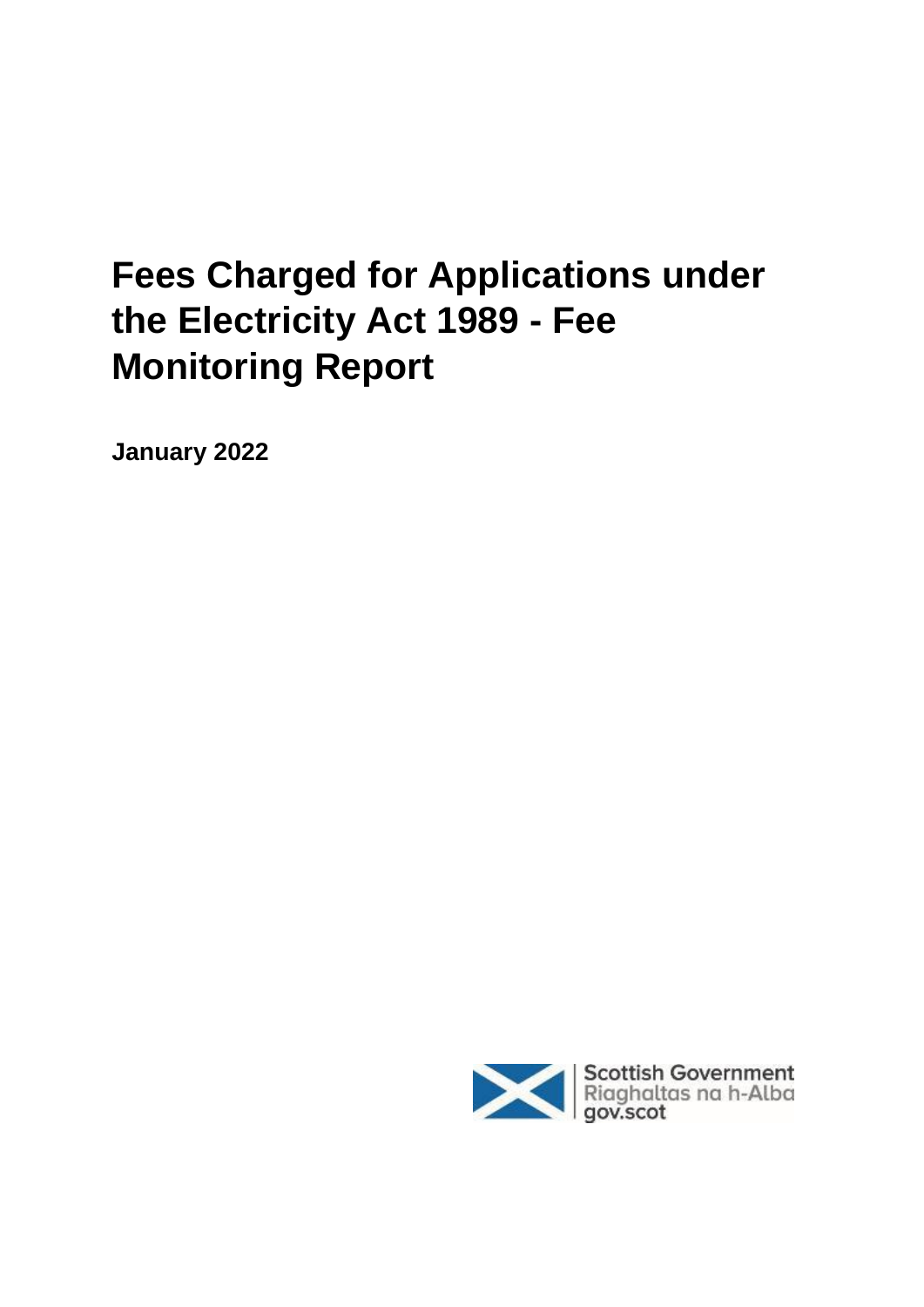# Fees Charged for Applications under the Electricity Act 1989 - Fee Monitoring Report

**January 2022**

Scottish Government
Riaghaltas na h-Alba
gov.scot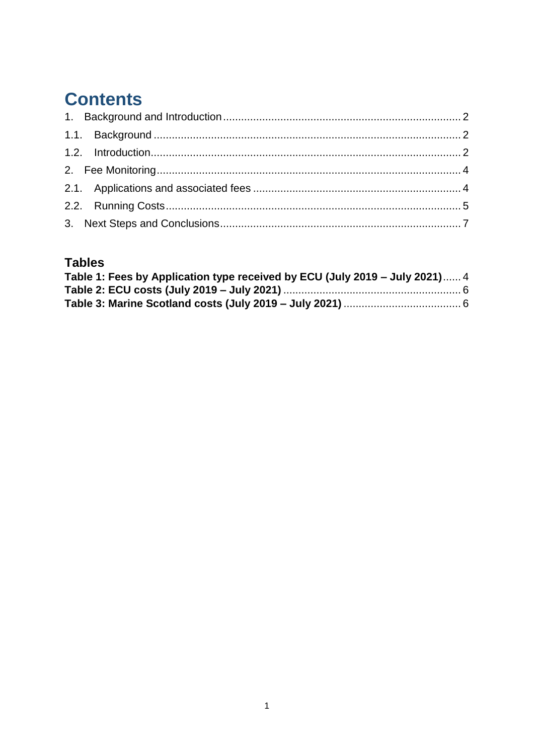# Contents

1. Background and Introduction .......... 2
1.1. Background .......... 2
1.2. Introduction .......... 2
2. Fee Monitoring .......... 4
2.1. Applications and associated fees .......... 4
2.2. Running Costs .......... 5
3. Next Steps and Conclusions .......... 7

## Tables

**Table 1: Fees by Application type received by ECU (July 2019 – July 2021)** .......... 4
**Table 2: ECU costs (July 2019 – July 2021)** .......... 6
**Table 3: Marine Scotland costs (July 2019 – July 2021)** .......... 6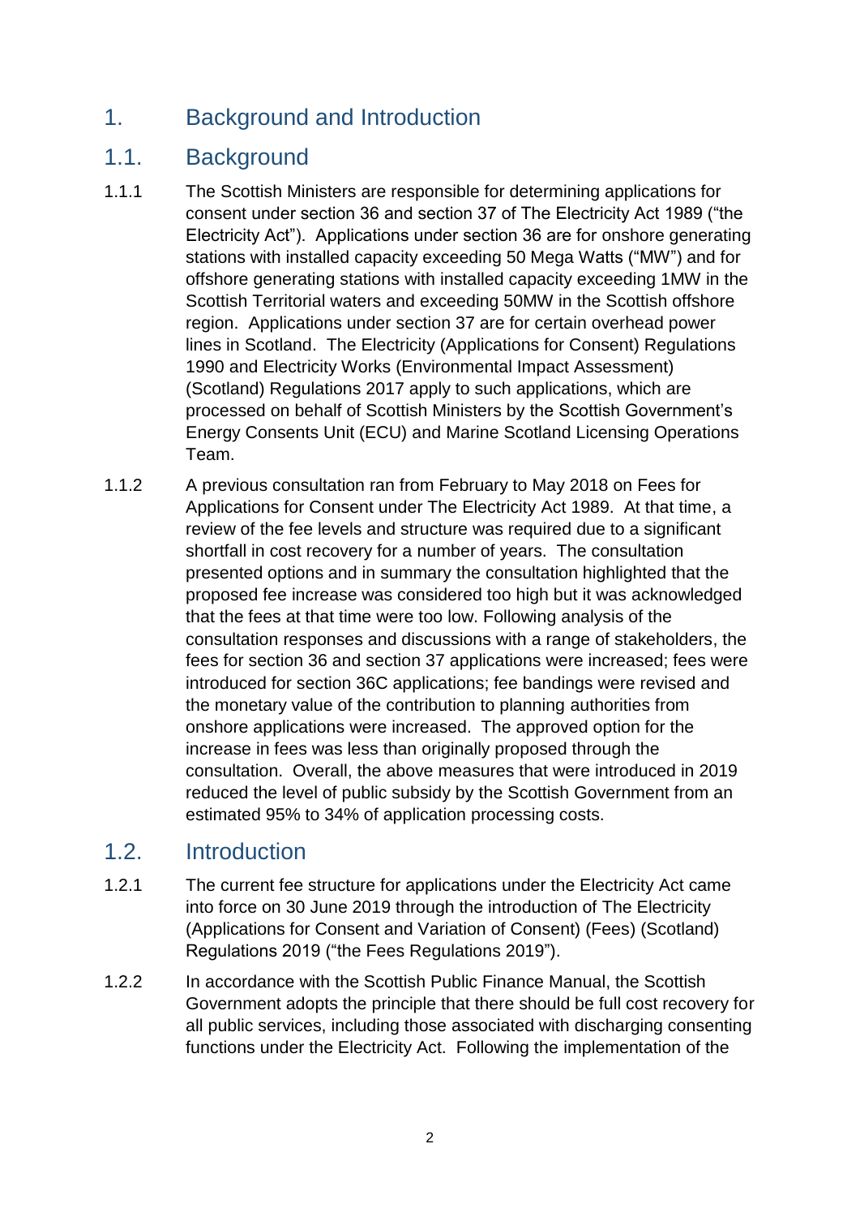# 1. Background and Introduction

## 1.1. Background

1.1.1 The Scottish Ministers are responsible for determining applications for consent under section 36 and section 37 of The Electricity Act 1989 ("the Electricity Act"). Applications under section 36 are for onshore generating stations with installed capacity exceeding 50 Mega Watts ("MW") and for offshore generating stations with installed capacity exceeding 1MW in the Scottish Territorial waters and exceeding 50MW in the Scottish offshore region. Applications under section 37 are for certain overhead power lines in Scotland. The Electricity (Applications for Consent) Regulations 1990 and Electricity Works (Environmental Impact Assessment) (Scotland) Regulations 2017 apply to such applications, which are processed on behalf of Scottish Ministers by the Scottish Government's Energy Consents Unit (ECU) and Marine Scotland Licensing Operations Team.

1.1.2 A previous consultation ran from February to May 2018 on Fees for Applications for Consent under The Electricity Act 1989. At that time, a review of the fee levels and structure was required due to a significant shortfall in cost recovery for a number of years. The consultation presented options and in summary the consultation highlighted that the proposed fee increase was considered too high but it was acknowledged that the fees at that time were too low. Following analysis of the consultation responses and discussions with a range of stakeholders, the fees for section 36 and section 37 applications were increased; fees were introduced for section 36C applications; fee bandings were revised and the monetary value of the contribution to planning authorities from onshore applications were increased. The approved option for the increase in fees was less than originally proposed through the consultation. Overall, the above measures that were introduced in 2019 reduced the level of public subsidy by the Scottish Government from an estimated 95% to 34% of application processing costs.

## 1.2. Introduction

1.2.1 The current fee structure for applications under the Electricity Act came into force on 30 June 2019 through the introduction of The Electricity (Applications for Consent and Variation of Consent) (Fees) (Scotland) Regulations 2019 ("the Fees Regulations 2019").

1.2.2 In accordance with the Scottish Public Finance Manual, the Scottish Government adopts the principle that there should be full cost recovery for all public services, including those associated with discharging consenting functions under the Electricity Act. Following the implementation of the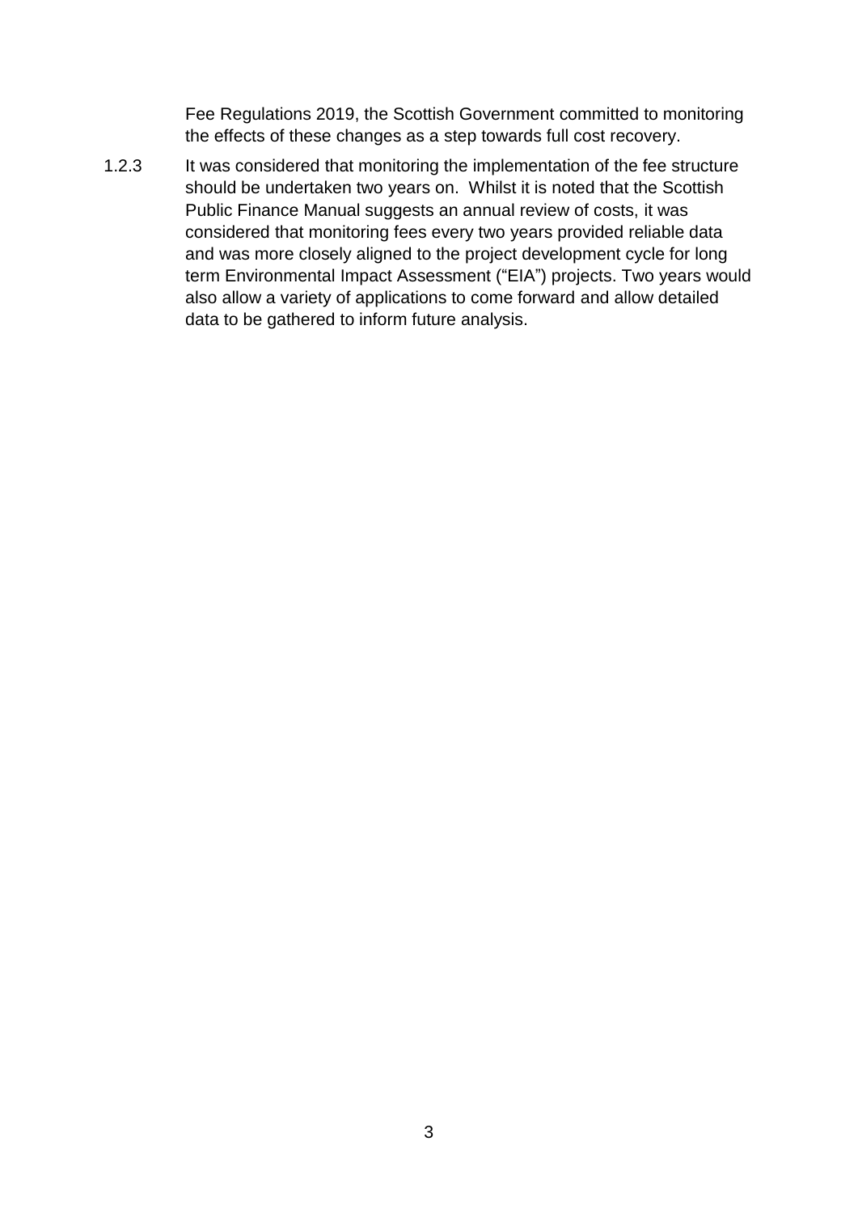Fee Regulations 2019, the Scottish Government committed to monitoring the effects of these changes as a step towards full cost recovery.

1.2.3 It was considered that monitoring the implementation of the fee structure should be undertaken two years on. Whilst it is noted that the Scottish Public Finance Manual suggests an annual review of costs, it was considered that monitoring fees every two years provided reliable data and was more closely aligned to the project development cycle for long term Environmental Impact Assessment ("EIA") projects. Two years would also allow a variety of applications to come forward and allow detailed data to be gathered to inform future analysis.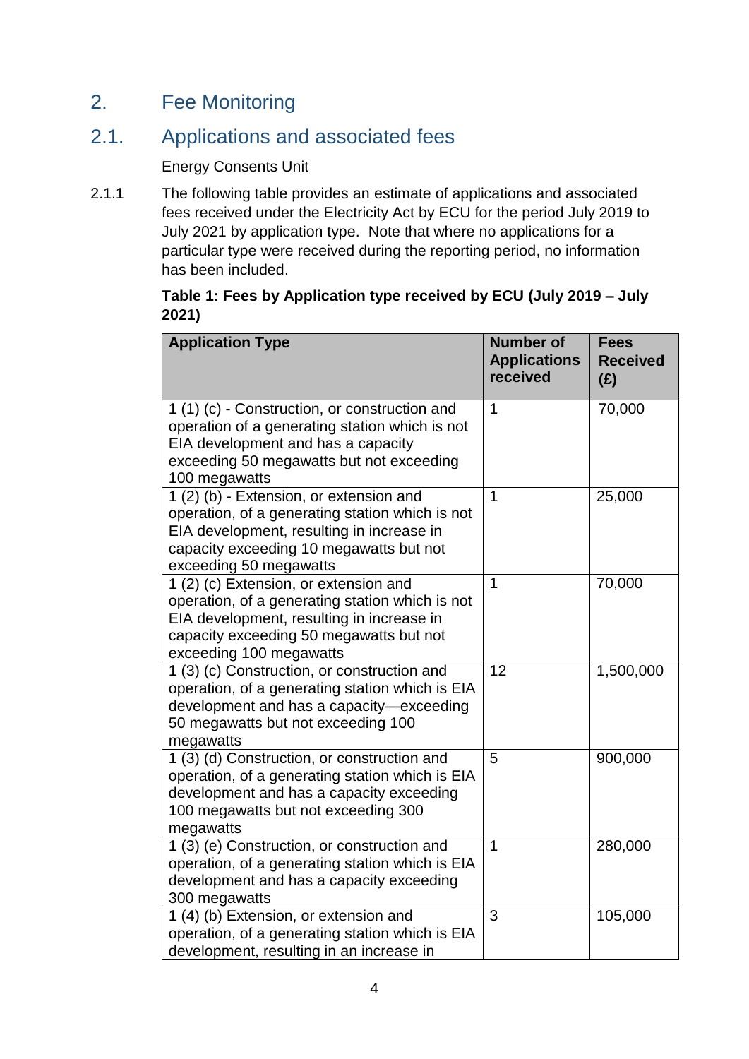## 2. Fee Monitoring

### 2.1. Applications and associated fees

<u>Energy Consents Unit</u>

2.1.1 The following table provides an estimate of applications and associated fees received under the Electricity Act by ECU for the period July 2019 to July 2021 by application type. Note that where no applications for a particular type were received during the reporting period, no information has been included.

**Table 1: Fees by Application type received by ECU (July 2019 – July 2021)**

| Application Type | Number of Applications received | Fees Received (£) |
|---|---|---|
| 1 (1) (c) - Construction, or construction and operation of a generating station which is not EIA development and has a capacity exceeding 50 megawatts but not exceeding 100 megawatts | 1 | 70,000 |
| 1 (2) (b) - Extension, or extension and operation, of a generating station which is not EIA development, resulting in increase in capacity exceeding 10 megawatts but not exceeding 50 megawatts | 1 | 25,000 |
| 1 (2) (c) Extension, or extension and operation, of a generating station which is not EIA development, resulting in increase in capacity exceeding 50 megawatts but not exceeding 100 megawatts | 1 | 70,000 |
| 1 (3) (c) Construction, or construction and operation, of a generating station which is EIA development and has a capacity—exceeding 50 megawatts but not exceeding 100 megawatts | 12 | 1,500,000 |
| 1 (3) (d) Construction, or construction and operation, of a generating station which is EIA development and has a capacity exceeding 100 megawatts but not exceeding 300 megawatts | 5 | 900,000 |
| 1 (3) (e) Construction, or construction and operation, of a generating station which is EIA development and has a capacity exceeding 300 megawatts | 1 | 280,000 |
| 1 (4) (b) Extension, or extension and operation, of a generating station which is EIA development, resulting in an increase in | 3 | 105,000 |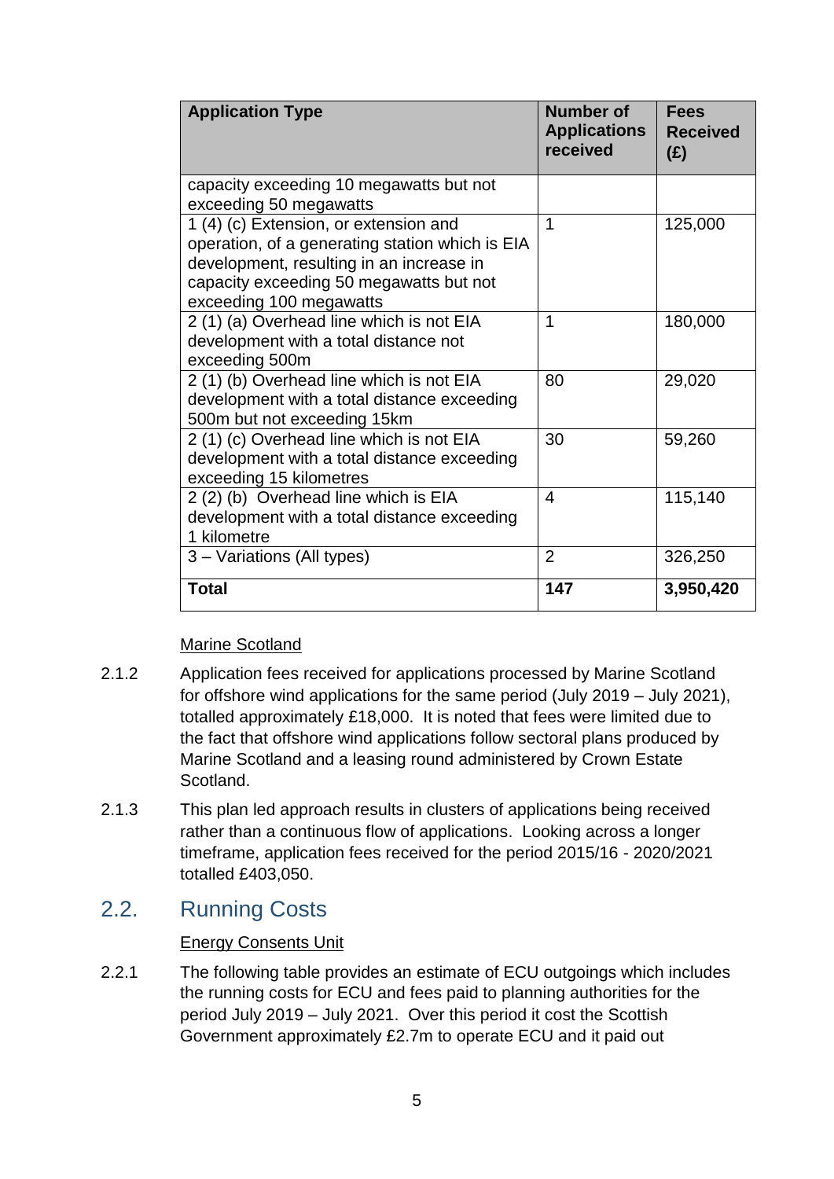| Application Type | Number of Applications received | Fees Received (£) |
|---|---|---|
| capacity exceeding 10 megawatts but not exceeding 50 megawatts | | |
| 1 (4) (c) Extension, or extension and operation, of a generating station which is EIA development, resulting in an increase in capacity exceeding 50 megawatts but not exceeding 100 megawatts | 1 | 125,000 |
| 2 (1) (a) Overhead line which is not EIA development with a total distance not exceeding 500m | 1 | 180,000 |
| 2 (1) (b) Overhead line which is not EIA development with a total distance exceeding 500m but not exceeding 15km | 80 | 29,020 |
| 2 (1) (c) Overhead line which is not EIA development with a total distance exceeding exceeding 15 kilometres | 30 | 59,260 |
| 2 (2) (b) Overhead line which is EIA development with a total distance exceeding 1 kilometre | 4 | 115,140 |
| 3 – Variations (All types) | 2 | 326,250 |
| **Total** | **147** | **3,950,420** |

Marine Scotland

2.1.2 Application fees received for applications processed by Marine Scotland for offshore wind applications for the same period (July 2019 – July 2021), totalled approximately £18,000. It is noted that fees were limited due to the fact that offshore wind applications follow sectoral plans produced by Marine Scotland and a leasing round administered by Crown Estate Scotland.

2.1.3 This plan led approach results in clusters of applications being received rather than a continuous flow of applications. Looking across a longer timeframe, application fees received for the period 2015/16 - 2020/2021 totalled £403,050.

## 2.2. Running Costs

Energy Consents Unit

2.2.1 The following table provides an estimate of ECU outgoings which includes the running costs for ECU and fees paid to planning authorities for the period July 2019 – July 2021. Over this period it cost the Scottish Government approximately £2.7m to operate ECU and it paid out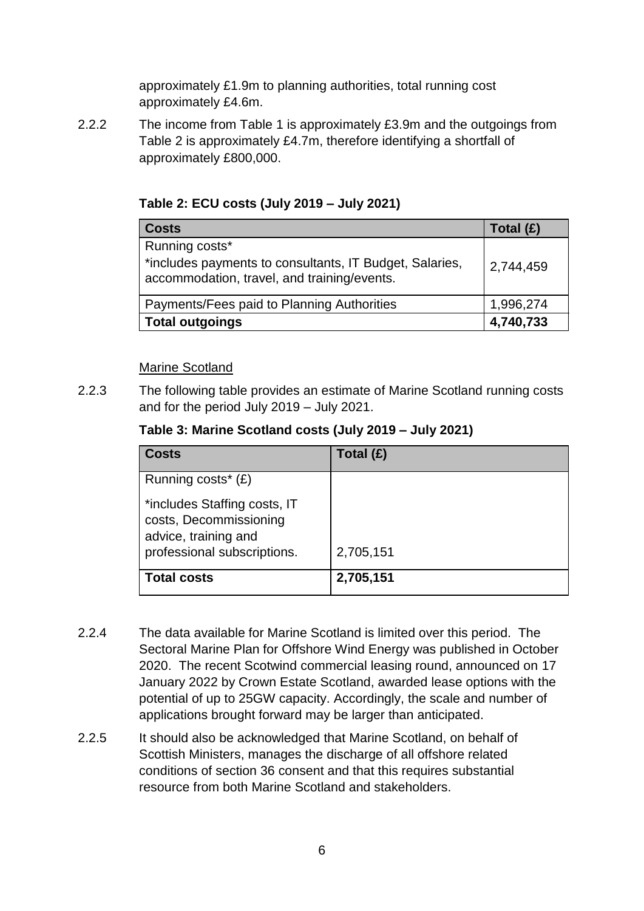approximately £1.9m to planning authorities, total running cost approximately £4.6m.

2.2.2 The income from Table 1 is approximately £3.9m and the outgoings from Table 2 is approximately £4.7m, therefore identifying a shortfall of approximately £800,000.

**Table 2: ECU costs (July 2019 – July 2021)**

| Costs | Total (£) |
|---|---|
| Running costs*<br>*includes payments to consultants, IT Budget, Salaries, accommodation, travel, and training/events. | 2,744,459 |
| Payments/Fees paid to Planning Authorities | 1,996,274 |
| **Total outgoings** | **4,740,733** |

<u>Marine Scotland</u>

2.2.3 The following table provides an estimate of Marine Scotland running costs and for the period July 2019 – July 2021.

**Table 3: Marine Scotland costs (July 2019 – July 2021)**

| Costs | Total (£) |
|---|---|
| Running costs* (£)<br>*includes Staffing costs, IT costs, Decommissioning advice, training and professional subscriptions. | 2,705,151 |
| **Total costs** | **2,705,151** |

2.2.4 The data available for Marine Scotland is limited over this period. The Sectoral Marine Plan for Offshore Wind Energy was published in October 2020. The recent Scotwind commercial leasing round, announced on 17 January 2022 by Crown Estate Scotland, awarded lease options with the potential of up to 25GW capacity. Accordingly, the scale and number of applications brought forward may be larger than anticipated.

2.2.5 It should also be acknowledged that Marine Scotland, on behalf of Scottish Ministers, manages the discharge of all offshore related conditions of section 36 consent and that this requires substantial resource from both Marine Scotland and stakeholders.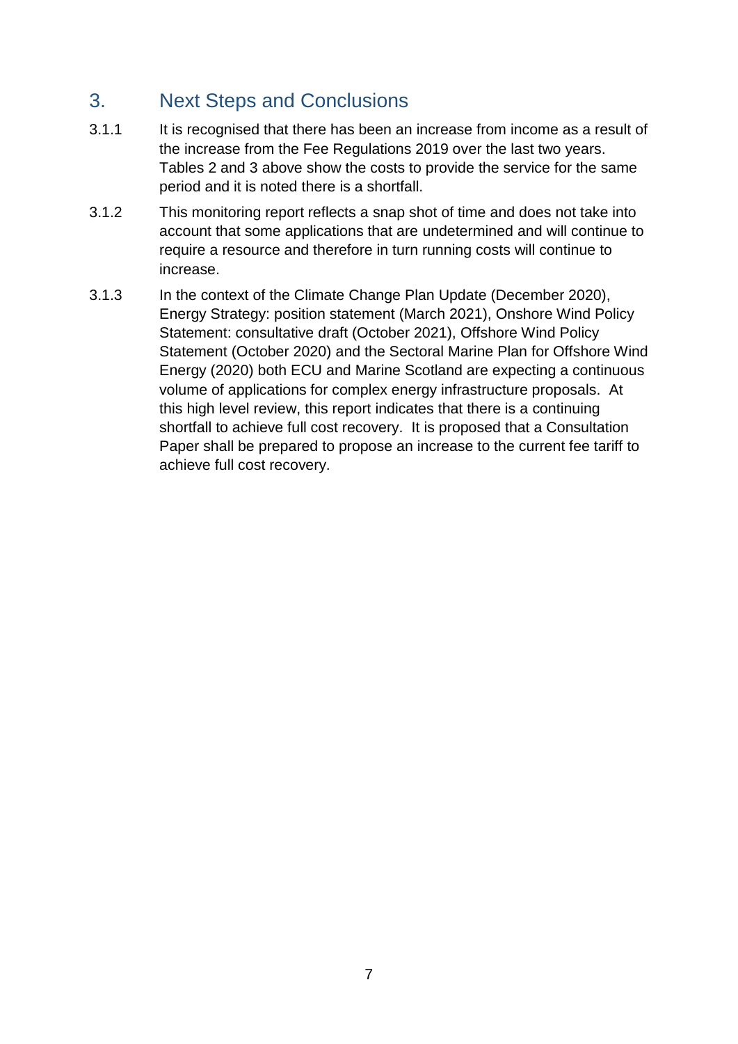## 3. Next Steps and Conclusions

3.1.1 It is recognised that there has been an increase from income as a result of the increase from the Fee Regulations 2019 over the last two years. Tables 2 and 3 above show the costs to provide the service for the same period and it is noted there is a shortfall.

3.1.2 This monitoring report reflects a snap shot of time and does not take into account that some applications that are undetermined and will continue to require a resource and therefore in turn running costs will continue to increase.

3.1.3 In the context of the Climate Change Plan Update (December 2020), Energy Strategy: position statement (March 2021), Onshore Wind Policy Statement: consultative draft (October 2021), Offshore Wind Policy Statement (October 2020) and the Sectoral Marine Plan for Offshore Wind Energy (2020) both ECU and Marine Scotland are expecting a continuous volume of applications for complex energy infrastructure proposals. At this high level review, this report indicates that there is a continuing shortfall to achieve full cost recovery. It is proposed that a Consultation Paper shall be prepared to propose an increase to the current fee tariff to achieve full cost recovery.